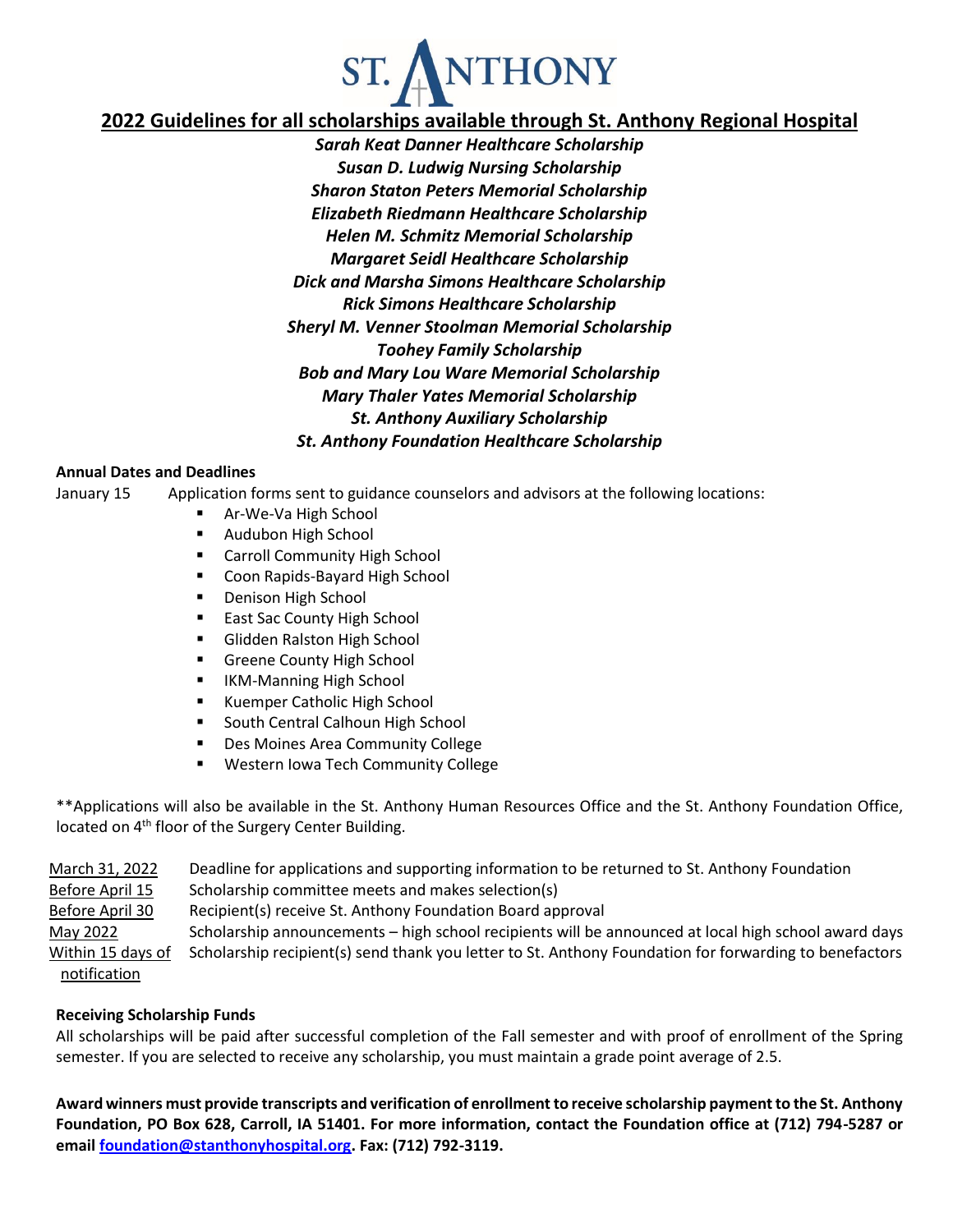ST. ANTHONY

# 2022 Guidelines for all scholarships available through St. Anthony Regional Hospital

***Sarah Keat Danner Healthcare Scholarship***
***Susan D. Ludwig Nursing Scholarship***
***Sharon Staton Peters Memorial Scholarship***
***Elizabeth Riedmann Healthcare Scholarship***
***Helen M. Schmitz Memorial Scholarship***
***Margaret Seidl Healthcare Scholarship***
***Dick and Marsha Simons Healthcare Scholarship***
***Rick Simons Healthcare Scholarship***
***Sheryl M. Venner Stoolman Memorial Scholarship***
***Toohey Family Scholarship***
***Bob and Mary Lou Ware Memorial Scholarship***
***Mary Thaler Yates Memorial Scholarship***
***St. Anthony Auxiliary Scholarship***
***St. Anthony Foundation Healthcare Scholarship***

**Annual Dates and Deadlines**

January 15 — Application forms sent to guidance counselors and advisors at the following locations:

- Ar-We-Va High School
- Audubon High School
- Carroll Community High School
- Coon Rapids-Bayard High School
- Denison High School
- East Sac County High School
- Glidden Ralston High School
- Greene County High School
- IKM-Manning High School
- Kuemper Catholic High School
- South Central Calhoun High School
- Des Moines Area Community College
- Western Iowa Tech Community College

**Applications will also be available in the St. Anthony Human Resources Office and the St. Anthony Foundation Office, located on 4th floor of the Surgery Center Building.

| | |
|---|---|
| March 31, 2022 | Deadline for applications and supporting information to be returned to St. Anthony Foundation |
| Before April 15 | Scholarship committee meets and makes selection(s) |
| Before April 30 | Recipient(s) receive St. Anthony Foundation Board approval |
| May 2022 | Scholarship announcements – high school recipients will be announced at local high school award days |
| Within 15 days of notification | Scholarship recipient(s) send thank you letter to St. Anthony Foundation for forwarding to benefactors |

**Receiving Scholarship Funds**

All scholarships will be paid after successful completion of the Fall semester and with proof of enrollment of the Spring semester. If you are selected to receive any scholarship, you must maintain a grade point average of 2.5.

**Award winners must provide transcripts and verification of enrollment to receive scholarship payment to the St. Anthony Foundation, PO Box 628, Carroll, IA 51401. For more information, contact the Foundation office at (712) 794-5287 or email [foundation@stanthonyhospital.org](mailto:foundation@stanthonyhospital.org). Fax: (712) 792-3119.**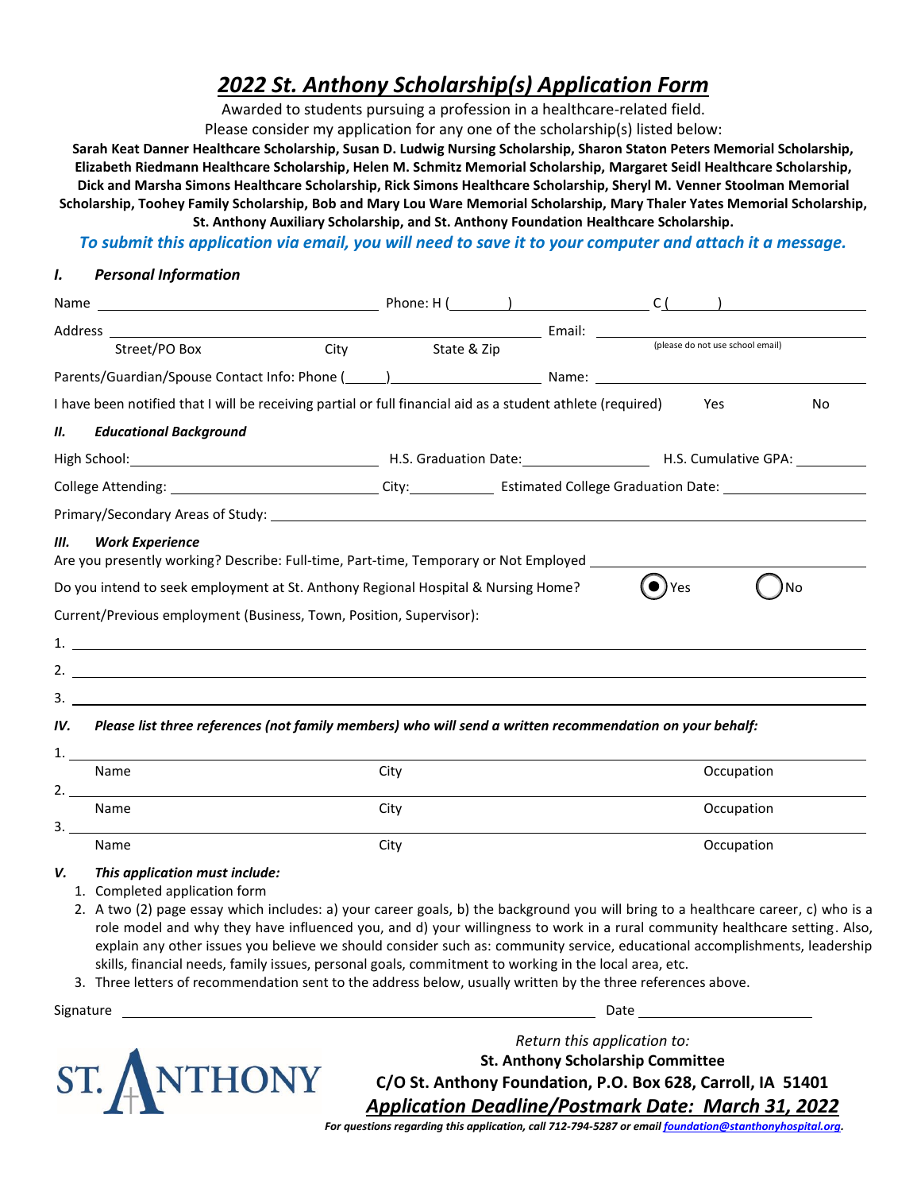# *2022 St. Anthony Scholarship(s) Application Form*

Awarded to students pursuing a profession in a healthcare-related field.

Please consider my application for any one of the scholarship(s) listed below:

**Sarah Keat Danner Healthcare Scholarship, Susan D. Ludwig Nursing Scholarship, Sharon Staton Peters Memorial Scholarship, Elizabeth Riedmann Healthcare Scholarship, Helen M. Schmitz Memorial Scholarship, Margaret Seidl Healthcare Scholarship, Dick and Marsha Simons Healthcare Scholarship, Rick Simons Healthcare Scholarship, Sheryl M. Venner Stoolman Memorial Scholarship, Toohey Family Scholarship, Bob and Mary Lou Ware Memorial Scholarship, Mary Thaler Yates Memorial Scholarship, St. Anthony Auxiliary Scholarship, and St. Anthony Foundation Healthcare Scholarship.**

***To submit this application via email, you will need to save it to your computer and attach it a message.***

## *I. Personal Information*

Name ______________________ Phone: H (______) ______________ C (______) ______________

Address ______________________________________ Email: ______________________

Street/PO Box City State & Zip (please do not use school email)

Parents/Guardian/Spouse Contact Info: Phone (_____) ______________ Name: ______________________

I have been notified that I will be receiving partial or full financial aid as a student athlete (required) Yes No

## *II. Educational Background*

High School: ______________________ H.S. Graduation Date: ______________ H.S. Cumulative GPA: ________

College Attending: ______________________ City: __________ Estimated College Graduation Date: ______________

Primary/Secondary Areas of Study: ______________________________________________

## *III. Work Experience*

Are you presently working? Describe: Full-time, Part-time, Temporary or Not Employed ______________________

Do you intend to seek employment at St. Anthony Regional Hospital & Nursing Home? (●) Yes ( ) No

Current/Previous employment (Business, Town, Position, Supervisor):

1. ______________________________________________
2. ______________________________________________
3. ______________________________________________

## *IV. Please list three references (not family members) who will send a written recommendation on your behalf:*

1. ______________________________________________
   Name City Occupation
2. ______________________________________________
   Name City Occupation
3. ______________________________________________
   Name City Occupation

## *V. This application must include:*

1. Completed application form
2. A two (2) page essay which includes: a) your career goals, b) the background you will bring to a healthcare career, c) who is a role model and why they have influenced you, and d) your willingness to work in a rural community healthcare setting. Also, explain any other issues you believe we should consider such as: community service, educational accomplishments, leadership skills, financial needs, family issues, personal goals, commitment to working in the local area, etc.
3. Three letters of recommendation sent to the address below, usually written by the three references above.

Signature ______________________________________ Date ______________

ST. ANTHONY

*Return this application to:*

**St. Anthony Scholarship Committee**

**C/O St. Anthony Foundation, P.O. Box 628, Carroll, IA 51401**

***Application Deadline/Postmark Date: March 31, 2022***

***For questions regarding this application, call 712-794-5287 or email foundation@stanthonyhospital.org.***